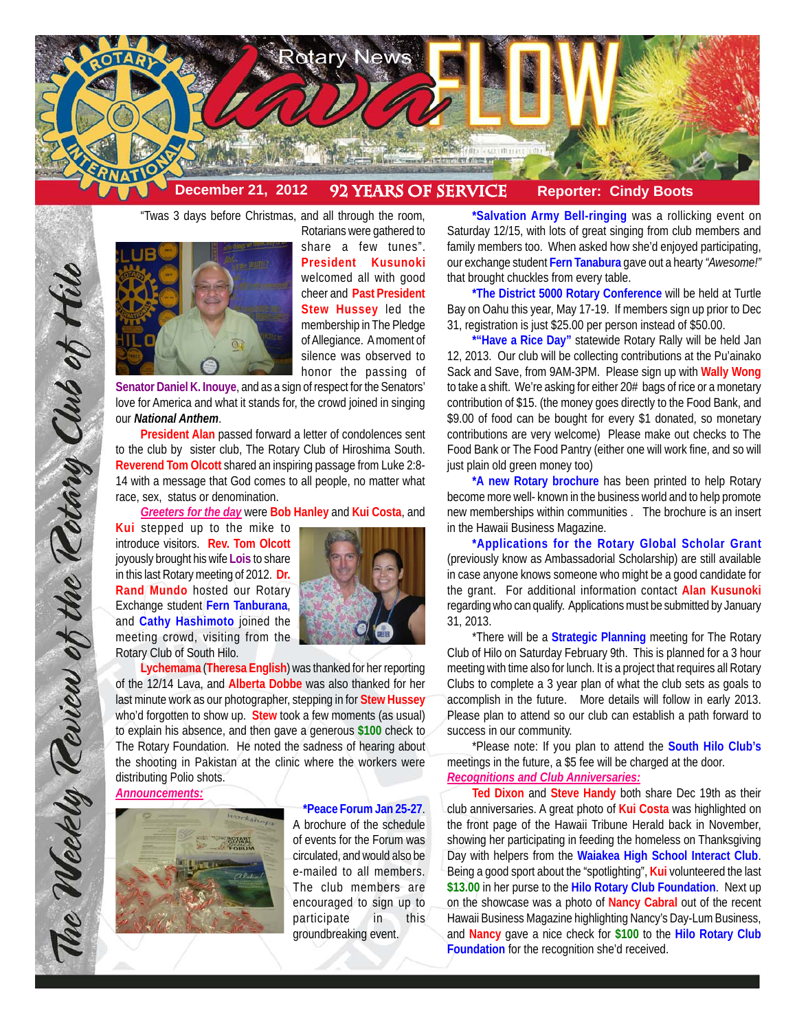# Rotary News lava FLOW

**December 21, 2012** | **92 YEARS OF SERVICE** | **Reporter: Cindy Boots**

*The Weekly Review of the Rotary Club of Hilo*

"Twas 3 days before Christmas, and all through the room, Rotarians were gathered to share a few tunes". **President Kusunoki** welcomed all with good cheer and **Past President Stew Hussey** led the membership in The Pledge of Allegiance. A moment of silence was observed to honor the passing of **Senator Daniel K. Inouye**, and as a sign of respect for the Senators' love for America and what it stands for, the crowd joined in singing our ***National Anthem***.

**President Alan** passed forward a letter of condolences sent to the club by sister club, The Rotary Club of Hiroshima South. **Reverend Tom Olcott** shared an inspiring passage from Luke 2:8-14 with a message that God comes to all people, no matter what race, sex, status or denomination.

***Greeters for the day*** were **Bob Hanley** and **Kui Costa**, and **Kui** stepped up to the mike to introduce visitors. **Rev. Tom Olcott** joyously brought his wife **Lois** to share in this last Rotary meeting of 2012. **Dr. Rand Mundo** hosted our Rotary Exchange student **Fern Tanburana**, and **Cathy Hashimoto** joined the meeting crowd, visiting from the Rotary Club of South Hilo.

**Lychemama** (**Theresa English**) was thanked for her reporting of the 12/14 Lava, and **Alberta Dobbe** was also thanked for her last minute work as our photographer, stepping in for **Stew Hussey** who'd forgotten to show up. **Stew** took a few moments (as usual) to explain his absence, and then gave a generous **$100** check to The Rotary Foundation. He noted the sadness of hearing about the shooting in Pakistan at the clinic where the workers were distributing Polio shots.

***Announcements:***

**\*Peace Forum Jan 25-27**. A brochure of the schedule of events for the Forum was circulated, and would also be e-mailed to all members. The club members are encouraged to sign up to participate in this groundbreaking event.

**\*Salvation Army Bell-ringing** was a rollicking event on Saturday 12/15, with lots of great singing from club members and family members too. When asked how she'd enjoyed participating, our exchange student **Fern Tanabura** gave out a hearty *"Awesome!"* that brought chuckles from every table.

**\*The District 5000 Rotary Conference** will be held at Turtle Bay on Oahu this year, May 17-19. If members sign up prior to Dec 31, registration is just $25.00 per person instead of $50.00.

**\*"Have a Rice Day"** statewide Rotary Rally will be held Jan 12, 2013. Our club will be collecting contributions at the Pu'ainako Sack and Save, from 9AM-3PM. Please sign up with **Wally Wong** to take a shift. We're asking for either 20# bags of rice or a monetary contribution of $15. (the money goes directly to the Food Bank, and $9.00 of food can be bought for every $1 donated, so monetary contributions are very welcome) Please make out checks to The Food Bank or The Food Pantry (either one will work fine, and so will just plain old green money too)

**\*A new Rotary brochure** has been printed to help Rotary become more well- known in the business world and to help promote new memberships within communities . The brochure is an insert in the Hawaii Business Magazine.

**\*Applications for the Rotary Global Scholar Grant** (previously know as Ambassadorial Scholarship) are still available in case anyone knows someone who might be a good candidate for the grant. For additional information contact **Alan Kusunoki** regarding who can qualify. Applications must be submitted by January 31, 2013.

\*There will be a **Strategic Planning** meeting for The Rotary Club of Hilo on Saturday February 9th. This is planned for a 3 hour meeting with time also for lunch. It is a project that requires all Rotary Clubs to complete a 3 year plan of what the club sets as goals to accomplish in the future. More details will follow in early 2013. Please plan to attend so our club can establish a path forward to success in our community.

\*Please note: If you plan to attend the **South Hilo Club's** meetings in the future, a $5 fee will be charged at the door.

***Recognitions and Club Anniversaries:***

**Ted Dixon** and **Steve Handy** both share Dec 19th as their club anniversaries. A great photo of **Kui Costa** was highlighted on the front page of the Hawaii Tribune Herald back in November, showing her participating in feeding the homeless on Thanksgiving Day with helpers from the **Waiakea High School Interact Club**. Being a good sport about the "spotlighting", **Kui** volunteered the last **$13.00** in her purse to the **Hilo Rotary Club Foundation**. Next up on the showcase was a photo of **Nancy Cabral** out of the recent Hawaii Business Magazine highlighting Nancy's Day-Lum Business, and **Nancy** gave a nice check for **$100** to the **Hilo Rotary Club Foundation** for the recognition she'd received.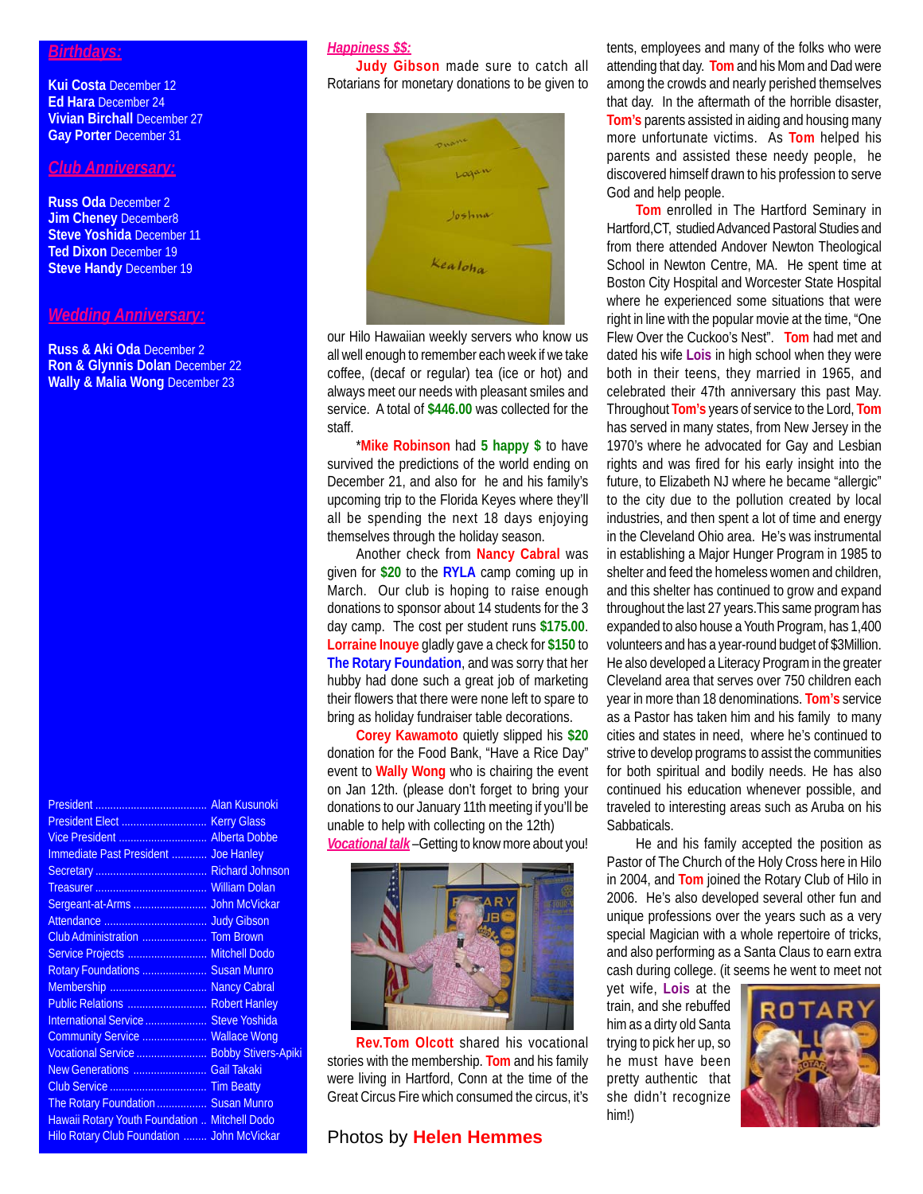## Birthdays:

**Kui Costa** December 12
**Ed Hara** December 24
**Vivian Birchall** December 27
**Gay Porter** December 31

## Club Anniversary:

**Russ Oda** December 2
**Jim Cheney** December8
**Steve Yoshida** December 11
**Ted Dixon** December 19
**Steve Handy** December 19

## Wedding Anniversary:

**Russ & Aki Oda** December 2
**Ron & Glynnis Dolan** December 22
**Wally & Malia Wong** December 23

| | |
|---|---|
| President | Alan Kusunoki |
| President Elect | Kerry Glass |
| Vice President | Alberta Dobbe |
| Immediate Past President | Joe Hanley |
| Secretary | Richard Johnson |
| Treasurer | William Dolan |
| Sergeant-at-Arms | John McVickar |
| Attendance | Judy Gibson |
| Club Administration | Tom Brown |
| Service Projects | Mitchell Dodo |
| Rotary Foundations | Susan Munro |
| Membership | Nancy Cabral |
| Public Relations | Robert Hanley |
| International Service | Steve Yoshida |
| Community Service | Wallace Wong |
| Vocational Service | Bobby Stivers-Apiki |
| New Generations | Gail Takaki |
| Club Service | Tim Beatty |
| The Rotary Foundation | Susan Munro |
| Hawaii Rotary Youth Foundation | Mitchell Dodo |
| Hilo Rotary Club Foundation | John McVickar |

## Happiness $$:

**Judy Gibson** made sure to catch all Rotarians for monetary donations to be given to our Hilo Hawaiian weekly servers who know us all well enough to remember each week if we take coffee, (decaf or regular) tea (ice or hot) and always meet our needs with pleasant smiles and service. A total of **$446.00** was collected for the staff.

*__Mike Robinson__ had **5 happy $** to have survived the predictions of the world ending on December 21, and also for he and his family's upcoming trip to the Florida Keyes where they'll all be spending the next 18 days enjoying themselves through the holiday season.

Another check from **Nancy Cabral** was given for **$20** to the **RYLA** camp coming up in March. Our club is hoping to raise enough donations to sponsor about 14 students for the 3 day camp. The cost per student runs **$175.00**. **Lorraine Inouye** gladly gave a check for **$150** to **The Rotary Foundation**, and was sorry that her hubby had done such a great job of marketing their flowers that there were none left to spare to bring as holiday fundraiser table decorations.

**Corey Kawamoto** quietly slipped his **$20** donation for the Food Bank, "Have a Rice Day" event to **Wally Wong** who is chairing the event on Jan 12th. (please don't forget to bring your donations to our January 11th meeting if you'll be unable to help with collecting on the 12th)

***Vocational talk*** –Getting to know more about you!

**Rev.Tom Olcott** shared his vocational stories with the membership. **Tom** and his family were living in Hartford, Conn at the time of the Great Circus Fire which consumed the circus, it's tents, employees and many of the folks who were attending that day. **Tom** and his Mom and Dad were among the crowds and nearly perished themselves that day. In the aftermath of the horrible disaster, **Tom's** parents assisted in aiding and housing many more unfortunate victims. As **Tom** helped his parents and assisted these needy people, he discovered himself drawn to his profession to serve God and help people.

**Tom** enrolled in The Hartford Seminary in Hartford,CT, studied Advanced Pastoral Studies and from there attended Andover Newton Theological School in Newton Centre, MA. He spent time at Boston City Hospital and Worcester State Hospital where he experienced some situations that were right in line with the popular movie at the time, "One Flew Over the Cuckoo's Nest". **Tom** had met and dated his wife **Lois** in high school when they were both in their teens, they married in 1965, and celebrated their 47th anniversary this past May. Throughout **Tom's** years of service to the Lord, **Tom** has served in many states, from New Jersey in the 1970's where he advocated for Gay and Lesbian rights and was fired for his early insight into the future, to Elizabeth NJ where he became "allergic" to the city due to the pollution created by local industries, and then spent a lot of time and energy in the Cleveland Ohio area. He's was instrumental in establishing a Major Hunger Program in 1985 to shelter and feed the homeless women and children, and this shelter has continued to grow and expand throughout the last 27 years.This same program has expanded to also house a Youth Program, has 1,400 volunteers and has a year-round budget of $3Million. He also developed a Literacy Program in the greater Cleveland area that serves over 750 children each year in more than 18 denominations. **Tom's** service as a Pastor has taken him and his family to many cities and states in need, where he's continued to strive to develop programs to assist the communities for both spiritual and bodily needs. He has also continued his education whenever possible, and traveled to interesting areas such as Aruba on his Sabbaticals.

He and his family accepted the position as Pastor of The Church of the Holy Cross here in Hilo in 2004, and **Tom** joined the Rotary Club of Hilo in 2006. He's also developed several other fun and unique professions over the years such as a very special Magician with a whole repertoire of tricks, and also performing as a Santa Claus to earn extra cash during college. (it seems he went to meet not yet wife, **Lois** at the train, and she rebuffed him as a dirty old Santa trying to pick her up, so he must have been pretty authentic that she didn't recognize him!)

Photos by **Helen Hemmes**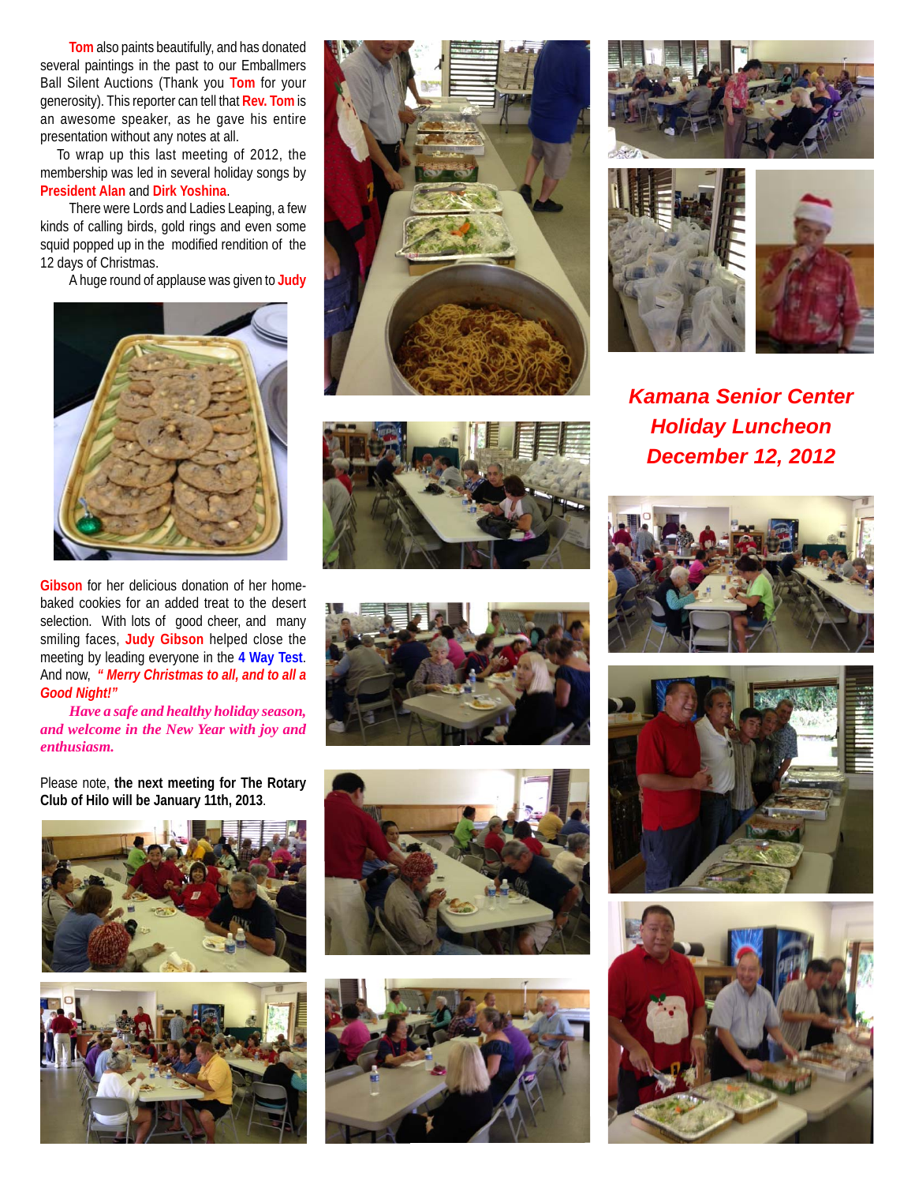**Tom** also paints beautifully, and has donated several paintings in the past to our Emballmers Ball Silent Auctions (Thank you **Tom** for your generosity). This reporter can tell that **Rev. Tom** is an awesome speaker, as he gave his entire presentation without any notes at all.

To wrap up this last meeting of 2012, the membership was led in several holiday songs by **President Alan** and **Dirk Yoshina**.

There were Lords and Ladies Leaping, a few kinds of calling birds, gold rings and even some squid popped up in the modified rendition of the 12 days of Christmas.

A huge round of applause was given to **Judy Gibson** for her delicious donation of her home-baked cookies for an added treat to the desert selection. With lots of good cheer, and many smiling faces, **Judy Gibson** helped close the meeting by leading everyone in the **4 Way Test**. And now, ***" Merry Christmas to all, and to all a Good Night!"***

***Have a safe and healthy holiday season, and welcome in the New Year with joy and enthusiasm.***

Please note, **the next meeting for The Rotary Club of Hilo will be January 11th, 2013**.

***Kamana Senior Center***
***Holiday Luncheon***
***December 12, 2012***